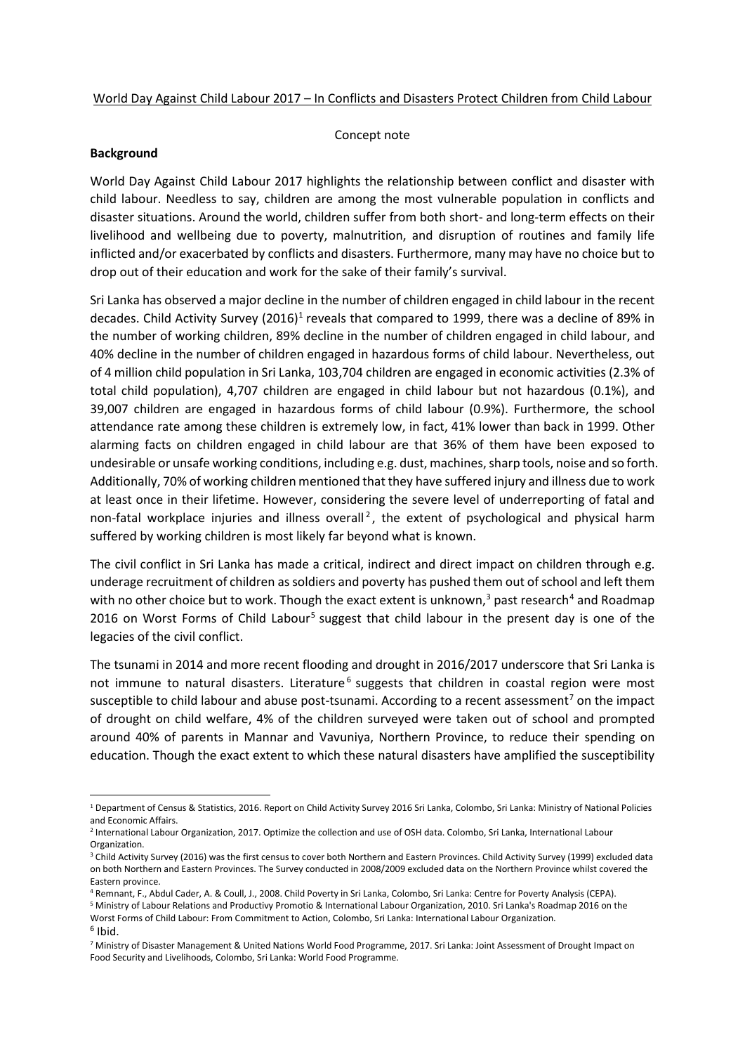World Day Against Child Labour 2017 – In Conflicts and Disasters Protect Children from Child Labour

Concept note

**Background**

World Day Against Child Labour 2017 highlights the relationship between conflict and disaster with child labour. Needless to say, children are among the most vulnerable population in conflicts and disaster situations. Around the world, children suffer from both short- and long-term effects on their livelihood and wellbeing due to poverty, malnutrition, and disruption of routines and family life inflicted and/or exacerbated by conflicts and disasters. Furthermore, many may have no choice but to drop out of their education and work for the sake of their family's survival.

Sri Lanka has observed a major decline in the number of children engaged in child labour in the recent decades. Child Activity Survey (2016)[1] reveals that compared to 1999, there was a decline of 89% in the number of working children, 89% decline in the number of children engaged in child labour, and 40% decline in the number of children engaged in hazardous forms of child labour. Nevertheless, out of 4 million child population in Sri Lanka, 103,704 children are engaged in economic activities (2.3% of total child population), 4,707 children are engaged in child labour but not hazardous (0.1%), and 39,007 children are engaged in hazardous forms of child labour (0.9%). Furthermore, the school attendance rate among these children is extremely low, in fact, 41% lower than back in 1999. Other alarming facts on children engaged in child labour are that 36% of them have been exposed to undesirable or unsafe working conditions, including e.g. dust, machines, sharp tools, noise and so forth. Additionally, 70% of working children mentioned that they have suffered injury and illness due to work at least once in their lifetime. However, considering the severe level of underreporting of fatal and non-fatal workplace injuries and illness overall[2], the extent of psychological and physical harm suffered by working children is most likely far beyond what is known.

The civil conflict in Sri Lanka has made a critical, indirect and direct impact on children through e.g. underage recruitment of children as soldiers and poverty has pushed them out of school and left them with no other choice but to work. Though the exact extent is unknown,[3] past research[4] and Roadmap 2016 on Worst Forms of Child Labour[5] suggest that child labour in the present day is one of the legacies of the civil conflict.

The tsunami in 2014 and more recent flooding and drought in 2016/2017 underscore that Sri Lanka is not immune to natural disasters. Literature[6] suggests that children in coastal region were most susceptible to child labour and abuse post-tsunami. According to a recent assessment[7] on the impact of drought on child welfare, 4% of the children surveyed were taken out of school and prompted around 40% of parents in Mannar and Vavuniya, Northern Province, to reduce their spending on education. Though the exact extent to which these natural disasters have amplified the susceptibility

---

[1] Department of Census & Statistics, 2016. Report on Child Activity Survey 2016 Sri Lanka, Colombo, Sri Lanka: Ministry of National Policies and Economic Affairs.

[2] International Labour Organization, 2017. Optimize the collection and use of OSH data. Colombo, Sri Lanka, International Labour Organization.

[3] Child Activity Survey (2016) was the first census to cover both Northern and Eastern Provinces. Child Activity Survey (1999) excluded data on both Northern and Eastern Provinces. The Survey conducted in 2008/2009 excluded data on the Northern Province whilst covered the Eastern province.

[4] Remnant, F., Abdul Cader, A. & Coull, J., 2008. Child Poverty in Sri Lanka, Colombo, Sri Lanka: Centre for Poverty Analysis (CEPA).

[5] Ministry of Labour Relations and Productivy Promotio & International Labour Organization, 2010. Sri Lanka's Roadmap 2016 on the Worst Forms of Child Labour: From Commitment to Action, Colombo, Sri Lanka: International Labour Organization.

[6] Ibid.

[7] Ministry of Disaster Management & United Nations World Food Programme, 2017. Sri Lanka: Joint Assessment of Drought Impact on Food Security and Livelihoods, Colombo, Sri Lanka: World Food Programme.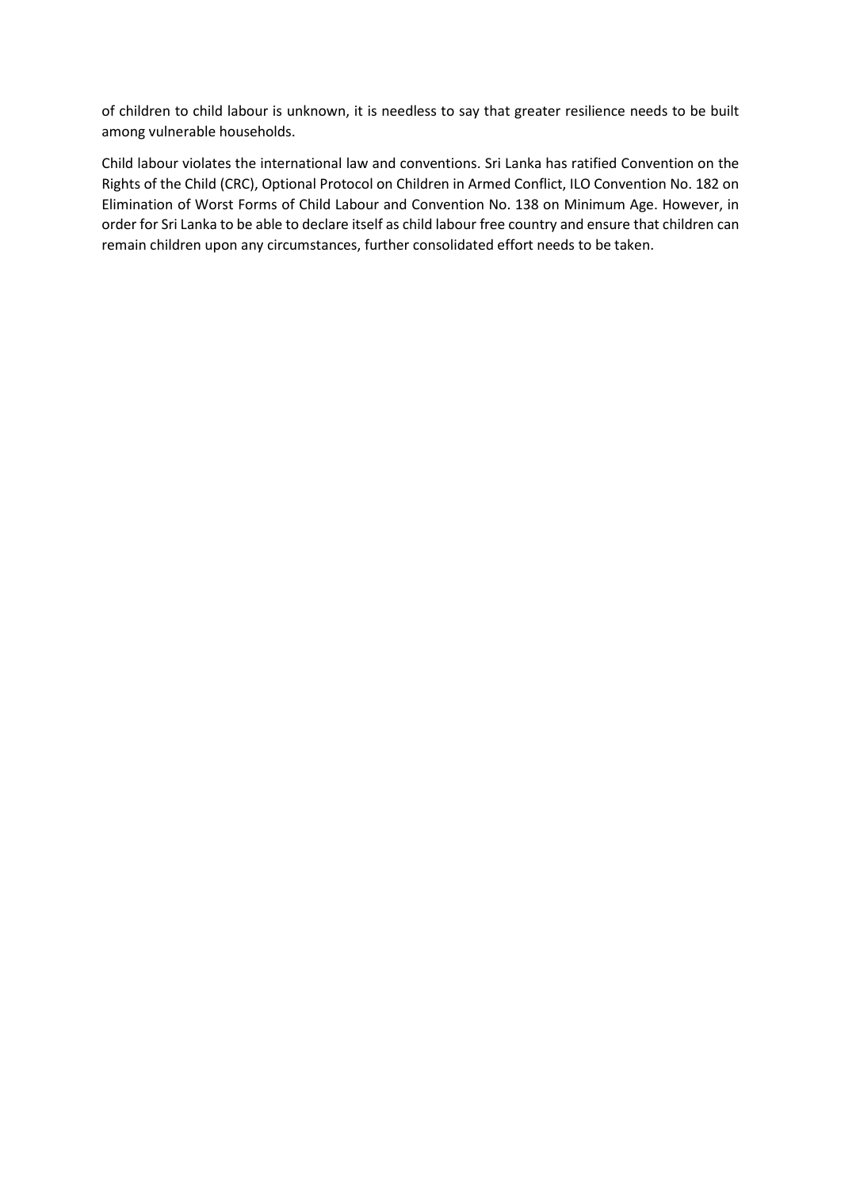of children to child labour is unknown, it is needless to say that greater resilience needs to be built among vulnerable households.

Child labour violates the international law and conventions. Sri Lanka has ratified Convention on the Rights of the Child (CRC), Optional Protocol on Children in Armed Conflict, ILO Convention No. 182 on Elimination of Worst Forms of Child Labour and Convention No. 138 on Minimum Age. However, in order for Sri Lanka to be able to declare itself as child labour free country and ensure that children can remain children upon any circumstances, further consolidated effort needs to be taken.